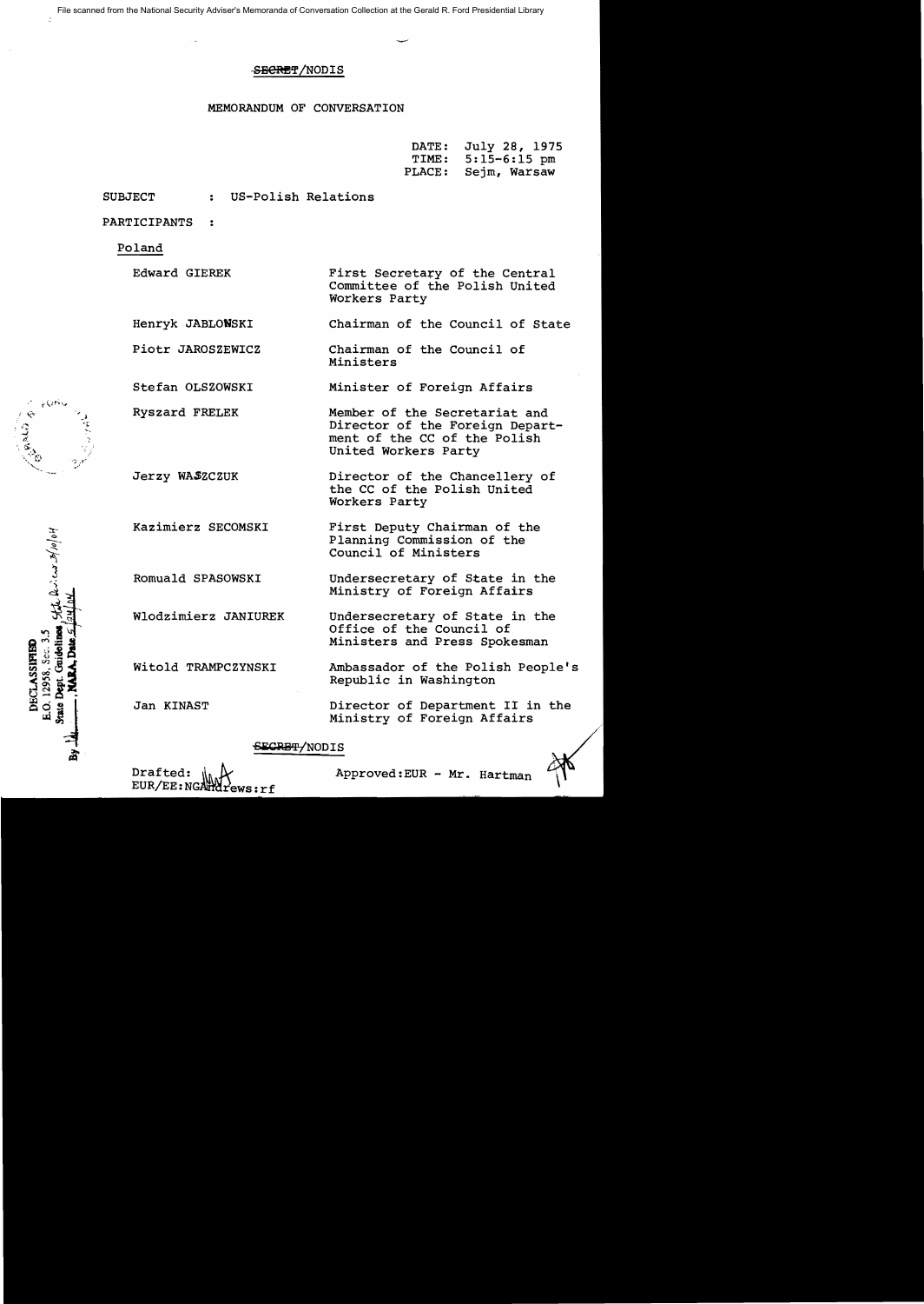File scanned from the National Security Adviser's Memoranda of Conversation Collection at the Gerald R. Ford Presidential Library

SECRET/NODIS

MEMORANDUM OF CONVERSATION

DATE: July 28, 1975
TIME: 5:15-6:15 pm
PLACE: Sejm, Warsaw

SUBJECT : US-Polish Relations

PARTICIPANTS :

Poland

| | |
|---|---|
| Edward GIEREK | First Secretary of the Central Committee of the Polish United Workers Party |
| Henryk JABLONSKI | Chairman of the Council of State |
| Piotr JAROSZEWICZ | Chairman of the Council of Ministers |
| Stefan OLSZOWSKI | Minister of Foreign Affairs |
| Ryszard FRELEK | Member of the Secretariat and Director of the Foreign Department of the CC of the Polish United Workers Party |
| Jerzy WASZCZUK | Director of the Chancellery of the CC of the Polish United Workers Party |
| Kazimierz SECOMSKI | First Deputy Chairman of the Planning Commission of the Council of Ministers |
| Romuald SPASOWSKI | Undersecretary of State in the Ministry of Foreign Affairs |
| Wlodzimierz JANIUREK | Undersecretary of State in the Office of the Council of Ministers and Press Spokesman |
| Witold TRAMPCZYNSKI | Ambassador of the Polish People's Republic in Washington |
| Jan KINAST | Director of Department II in the Ministry of Foreign Affairs |

SECRET/NODIS

Drafted: EUR/EE:NGAndrews:rf

Approved: EUR - Mr. Hartman

DECLASSIFIED
E.O. 12958, Sec. 3.5
State Dept. Guidelines, State Review 3/10/04
By ___, NARA, Date 5/24/04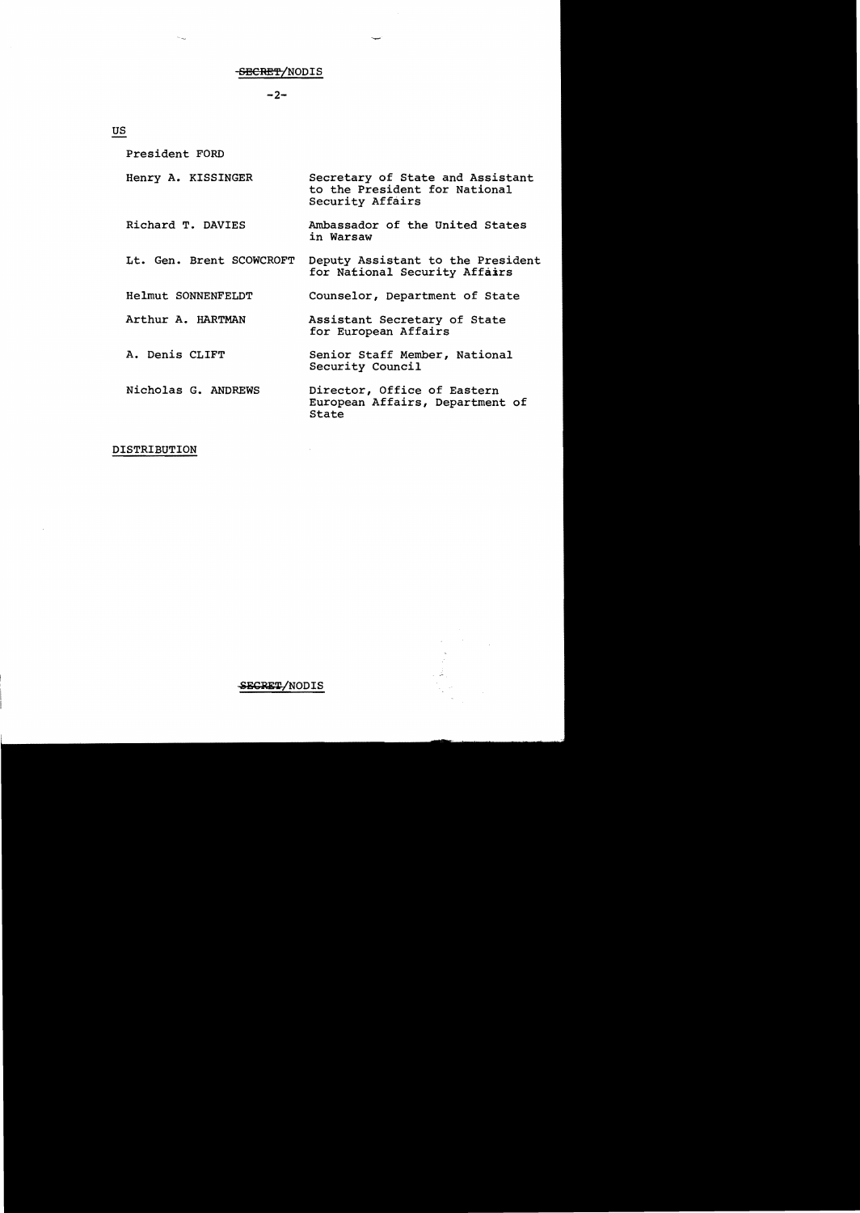SECRET/NODIS

US

President FORD

| | |
|---|---|
| Henry A. KISSINGER | Secretary of State and Assistant to the President for National Security Affairs |
| Richard T. DAVIES | Ambassador of the United States in Warsaw |
| Lt. Gen. Brent SCOWCROFT | Deputy Assistant to the President for National Security Affairs |
| Helmut SONNENFELDT | Counselor, Department of State |
| Arthur A. HARTMAN | Assistant Secretary of State for European Affairs |
| A. Denis CLIFT | Senior Staff Member, National Security Council |
| Nicholas G. ANDREWS | Director, Office of Eastern European Affairs, Department of State |

DISTRIBUTION

SECRET/NODIS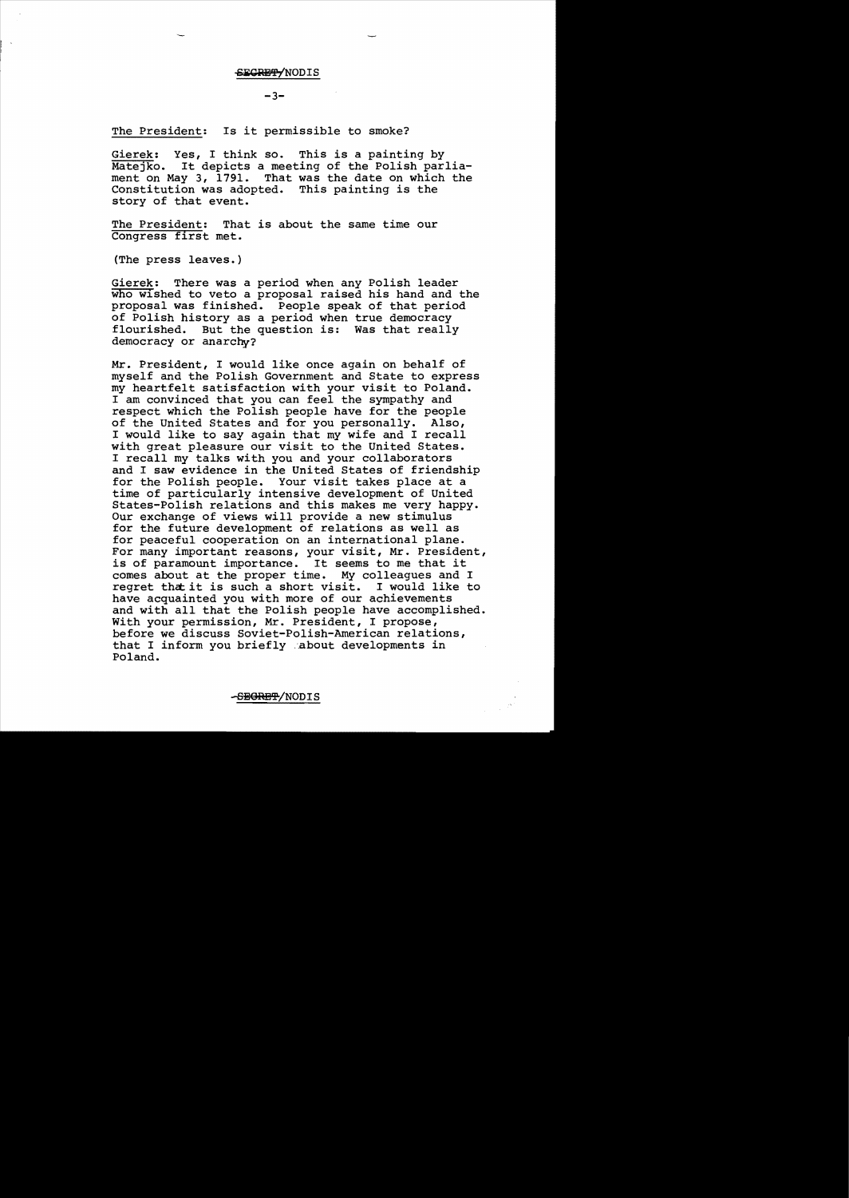The President: Is it permissible to smoke?

Gierek: Yes, I think so. This is a painting by Matejko. It depicts a meeting of the Polish parliament on May 3, 1791. That was the date on which the Constitution was adopted. This painting is the story of that event.

The President: That is about the same time our Congress first met.

(The press leaves.)

Gierek: There was a period when any Polish leader who wished to veto a proposal raised his hand and the proposal was finished. People speak of that period of Polish history as a period when true democracy flourished. But the question is: Was that really democracy or anarchy?

Mr. President, I would like once again on behalf of myself and the Polish Government and State to express my heartfelt satisfaction with your visit to Poland. I am convinced that you can feel the sympathy and respect which the Polish people have for the people of the United States and for you personally. Also, I would like to say again that my wife and I recall with great pleasure our visit to the United States. I recall my talks with you and your collaborators and I saw evidence in the United States of friendship for the Polish people. Your visit takes place at a time of particularly intensive development of United States-Polish relations and this makes me very happy. Our exchange of views will provide a new stimulus for the future development of relations as well as for peaceful cooperation on an international plane. For many important reasons, your visit, Mr. President, is of paramount importance. It seems to me that it comes about at the proper time. My colleagues and I regret that it is such a short visit. I would like to have acquainted you with more of our achievements and with all that the Polish people have accomplished. With your permission, Mr. President, I propose, before we discuss Soviet-Polish-American relations, that I inform you briefly about developments in Poland.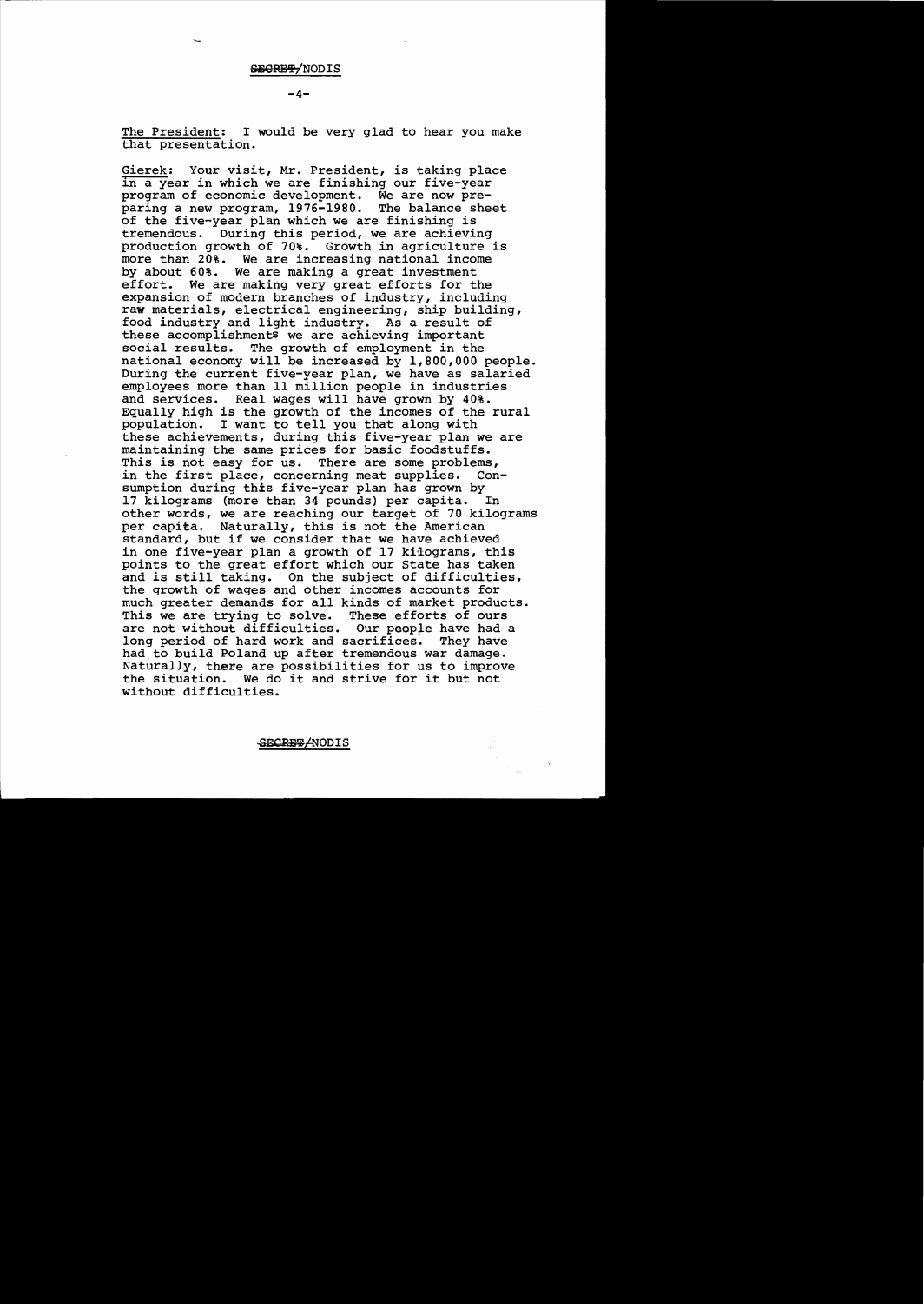The President: I would be very glad to hear you make that presentation.

Gierek: Your visit, Mr. President, is taking place in a year in which we are finishing our five-year program of economic development. We are now preparing a new program, 1976-1980. The balance sheet of the five-year plan which we are finishing is tremendous. During this period, we are achieving production growth of 70%. Growth in agriculture is more than 20%. We are increasing national income by about 60%. We are making a great investment effort. We are making very great efforts for the expansion of modern branches of industry, including raw materials, electrical engineering, ship building, food industry and light industry. As a result of these accomplishments we are achieving important social results. The growth of employment in the national economy will be increased by 1,800,000 people. During the current five-year plan, we have as salaried employees more than 11 million people in industries and services. Real wages will have grown by 40%. Equally high is the growth of the incomes of the rural population. I want to tell you that along with these achievements, during this five-year plan we are maintaining the same prices for basic foodstuffs. This is not easy for us. There are some problems, in the first place, concerning meat supplies. Consumption during this five-year plan has grown by 17 kilograms (more than 34 pounds) per capita. In other words, we are reaching our target of 70 kilograms per capita. Naturally, this is not the American standard, but if we consider that we have achieved in one five-year plan a growth of 17 kilograms, this points to the great effort which our State has taken and is still taking. On the subject of difficulties, the growth of wages and other incomes accounts for much greater demands for all kinds of market products. This we are trying to solve. These efforts of ours are not without difficulties. Our people have had a long period of hard work and sacrifices. They have had to build Poland up after tremendous war damage. Naturally, there are possibilities for us to improve the situation. We do it and strive for it but not without difficulties.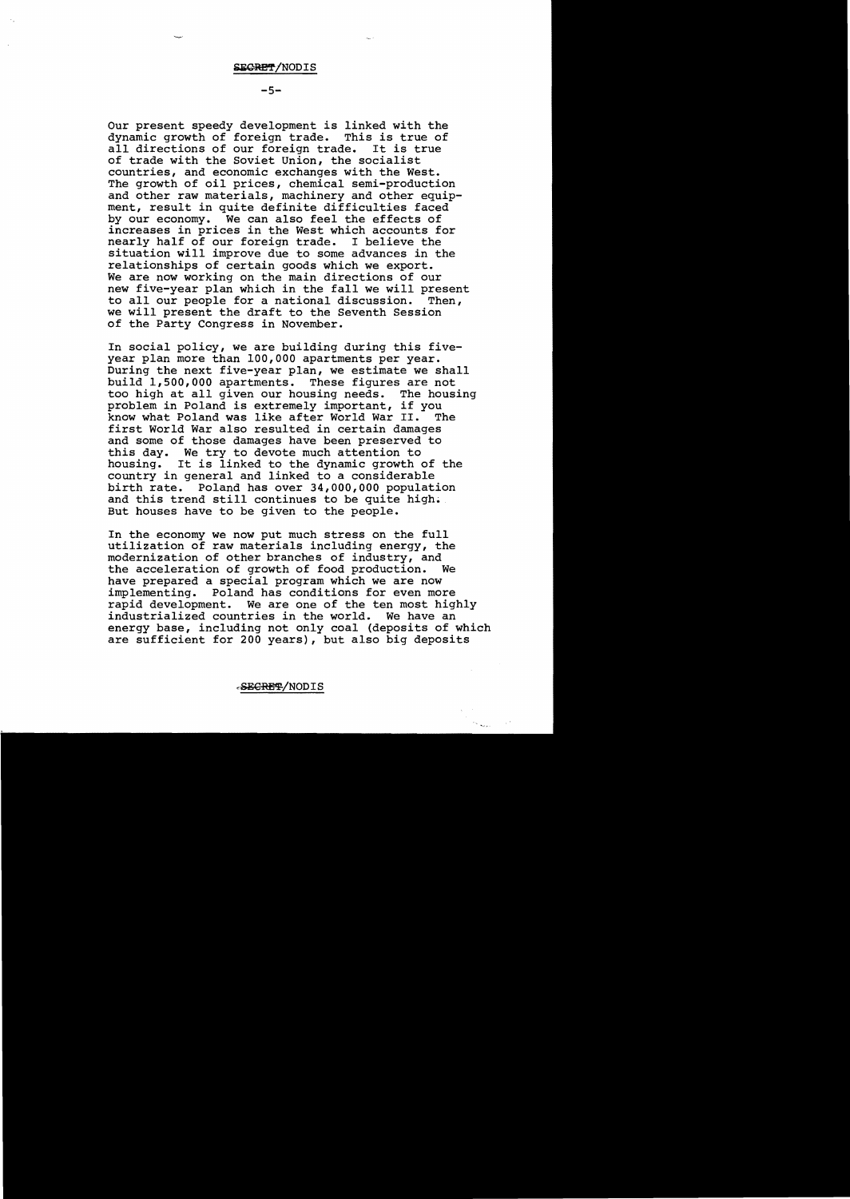Our present speedy development is linked with the dynamic growth of foreign trade. This is true of all directions of our foreign trade. It is true of trade with the Soviet Union, the socialist countries, and economic exchanges with the West. The growth of oil prices, chemical semi-production and other raw materials, machinery and other equipment, result in quite definite difficulties faced by our economy. We can also feel the effects of increases in prices in the West which accounts for nearly half of our foreign trade. I believe the situation will improve due to some advances in the relationships of certain goods which we export. We are now working on the main directions of our new five-year plan which in the fall we will present to all our people for a national discussion. Then, we will present the draft to the Seventh Session of the Party Congress in November.

In social policy, we are building during this five-year plan more than 100,000 apartments per year. During the next five-year plan, we estimate we shall build 1,500,000 apartments. These figures are not too high at all given our housing needs. The housing problem in Poland is extremely important, if you know what Poland was like after World War II. The first World War also resulted in certain damages and some of those damages have been preserved to this day. We try to devote much attention to housing. It is linked to the dynamic growth of the country in general and linked to a considerable birth rate. Poland has over 34,000,000 population and this trend still continues to be quite high. But houses have to be given to the people.

In the economy we now put much stress on the full utilization of raw materials including energy, the modernization of other branches of industry, and the acceleration of growth of food production. We have prepared a special program which we are now implementing. Poland has conditions for even more rapid development. We are one of the ten most highly industrialized countries in the world. We have an energy base, including not only coal (deposits of which are sufficient for 200 years), but also big deposits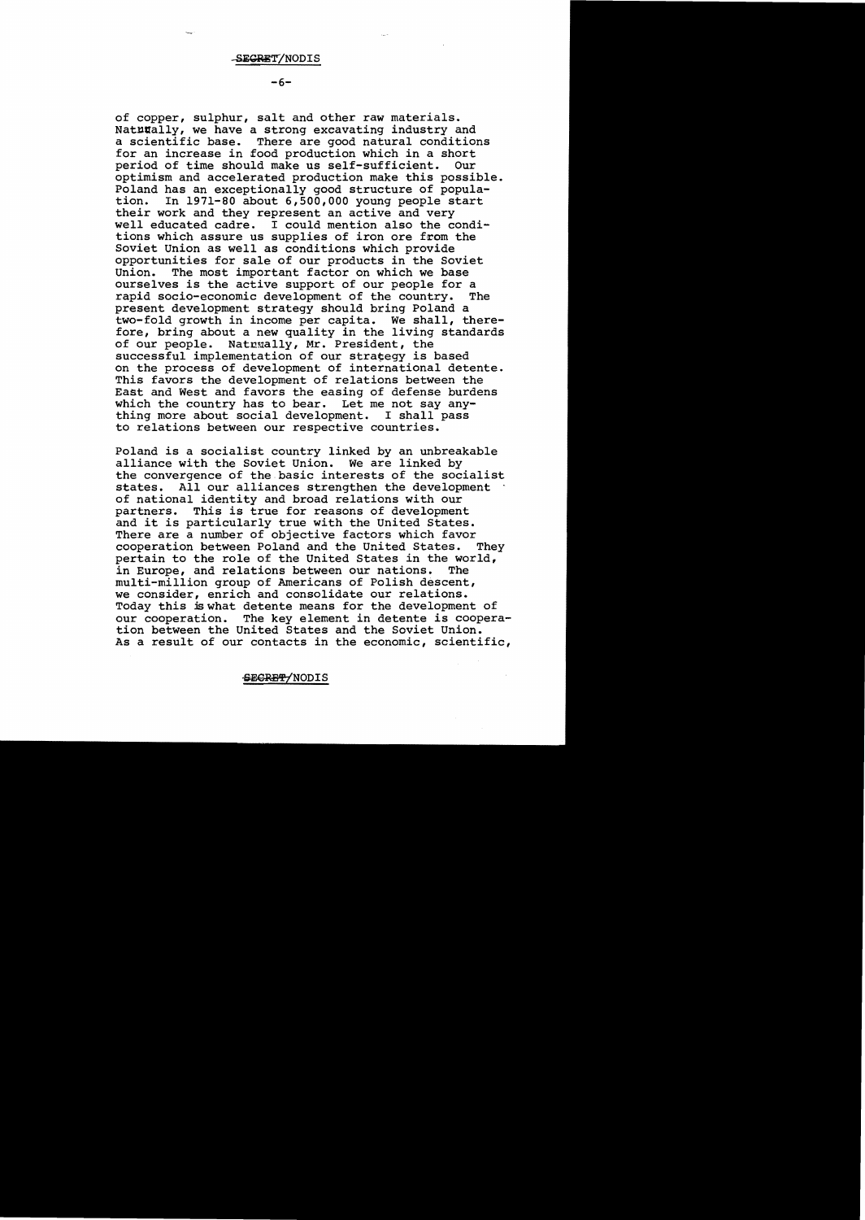of copper, sulphur, salt and other raw materials. Natnually, we have a strong excavating industry and a scientific base. There are good natural conditions for an increase in food production which in a short period of time should make us self-sufficient. Our optimism and accelerated production make this possible. Poland has an exceptionally good structure of population. In 1971-80 about 6,500,000 young people start their work and they represent an active and very well educated cadre. I could mention also the conditions which assure us supplies of iron ore from the Soviet Union as well as conditions which provide opportunities for sale of our products in the Soviet Union. The most important factor on which we base ourselves is the active support of our people for a rapid socio-economic development of the country. The present development strategy should bring Poland a two-fold growth in income per capita. We shall, therefore, bring about a new quality in the living standards of our people. Natrually, Mr. President, the successful implementation of our strategy is based on the process of development of international detente. This favors the development of relations between the East and West and favors the easing of defense burdens which the country has to bear. Let me not say anything more about social development. I shall pass to relations between our respective countries.

Poland is a socialist country linked by an unbreakable alliance with the Soviet Union. We are linked by the convergence of the basic interests of the socialist states. All our alliances strengthen the development of national identity and broad relations with our partners. This is true for reasons of development and it is particularly true with the United States. There are a number of objective factors which favor cooperation between Poland and the United States. They pertain to the role of the United States in the world, in Europe, and relations between our nations. The multi-million group of Americans of Polish descent, we consider, enrich and consolidate our relations. Today this is what detente means for the development of our cooperation. The key element in detente is cooperation between the United States and the Soviet Union. As a result of our contacts in the economic, scientific,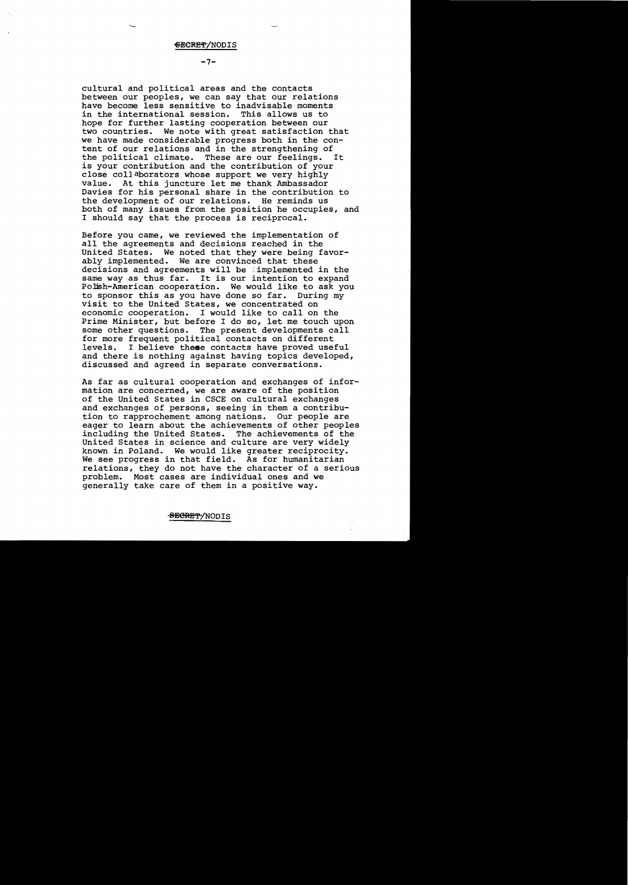cultural and political areas and the contacts between our peoples, we can say that our relations have become less sensitive to inadvisable moments in the international session. This allows us to hope for further lasting cooperation between our two countries. We note with great satisfaction that we have made considerable progress both in the content of our relations and in the strengthening of the political climate. These are our feelings. It is your contribution and the contribution of your close collaborators whose support we very highly value. At this juncture let me thank Ambassador Davies for his personal share in the contribution to the development of our relations. He reminds us both of many issues from the position he occupies, and I should say that the process is reciprocal.

Before you came, we reviewed the implementation of all the agreements and decisions reached in the United States. We noted that they were being favorably implemented. We are convinced that these decisions and agreements will be implemented in the same way as thus far. It is our intention to expand Polish-American cooperation. We would like to ask you to sponsor this as you have done so far. During my visit to the United States, we concentrated on economic cooperation. I would like to call on the Prime Minister, but before I do so, let me touch upon some other questions. The present developments call for more frequent political contacts on different levels. I believe these contacts have proved useful and there is nothing against having topics developed, discussed and agreed in separate conversations.

As far as cultural cooperation and exchanges of information are concerned, we are aware of the position of the United States in CSCE on cultural exchanges and exchanges of persons, seeing in them a contribution to rapprochement among nations. Our people are eager to learn about the achievements of other peoples including the United States. The achievements of the United States in science and culture are very widely known in Poland. We would like greater reciprocity. We see progress in that field. As for humanitarian relations, they do not have the character of a serious problem. Most cases are individual ones and we generally take care of them in a positive way.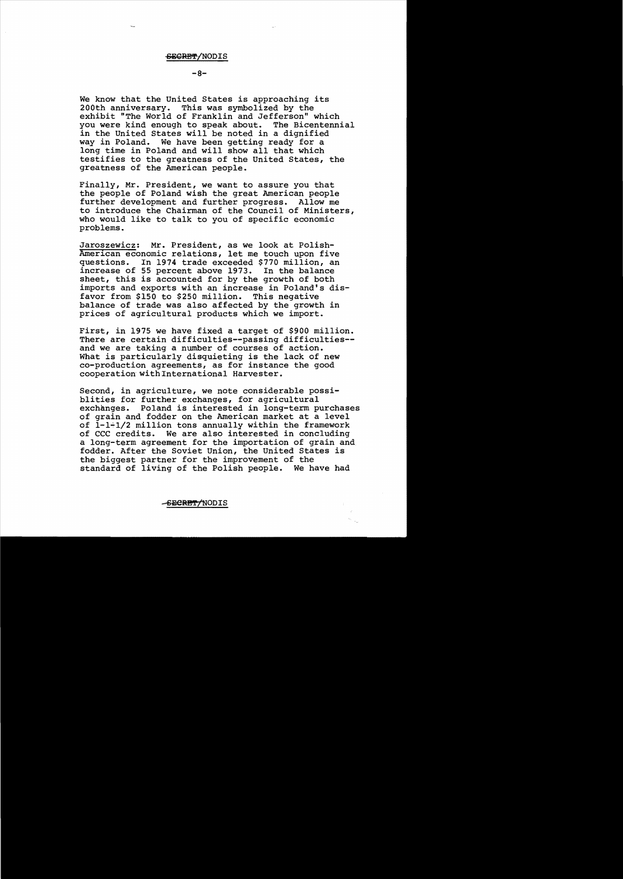We know that the United States is approaching its 200th anniversary. This was symbolized by the exhibit "The World of Franklin and Jefferson" which you were kind enough to speak about. The Bicentennial in the United States will be noted in a dignified way in Poland. We have been getting ready for a long time in Poland and will show all that which testifies to the greatness of the United States, the greatness of the American people.

Finally, Mr. President, we want to assure you that the people of Poland wish the great American people further development and further progress. Allow me to introduce the Chairman of the Council of Ministers, who would like to talk to you of specific economic problems.

Jaroszewicz: Mr. President, as we look at Polish-American economic relations, let me touch upon five questions. In 1974 trade exceeded $770 million, an increase of 55 percent above 1973. In the balance sheet, this is accounted for by the growth of both imports and exports with an increase in Poland's disfavor from $150 to $250 million. This negative balance of trade was also affected by the growth in prices of agricultural products which we import.

First, in 1975 we have fixed a target of $900 million. There are certain difficulties--passing difficulties--and we are taking a number of courses of action. What is particularly disquieting is the lack of new co-production agreements, as for instance the good cooperation with International Harvester.

Second, in agriculture, we note considerable possiblities for further exchanges, for agricultural exchanges. Poland is interested in long-term purchases of grain and fodder on the American market at a level of 1-1-1/2 million tons annually within the framework of CCC credits. We are also interested in concluding a long-term agreement for the importation of grain and fodder. After the Soviet Union, the United States is the biggest partner for the improvement of the standard of living of the Polish people. We have had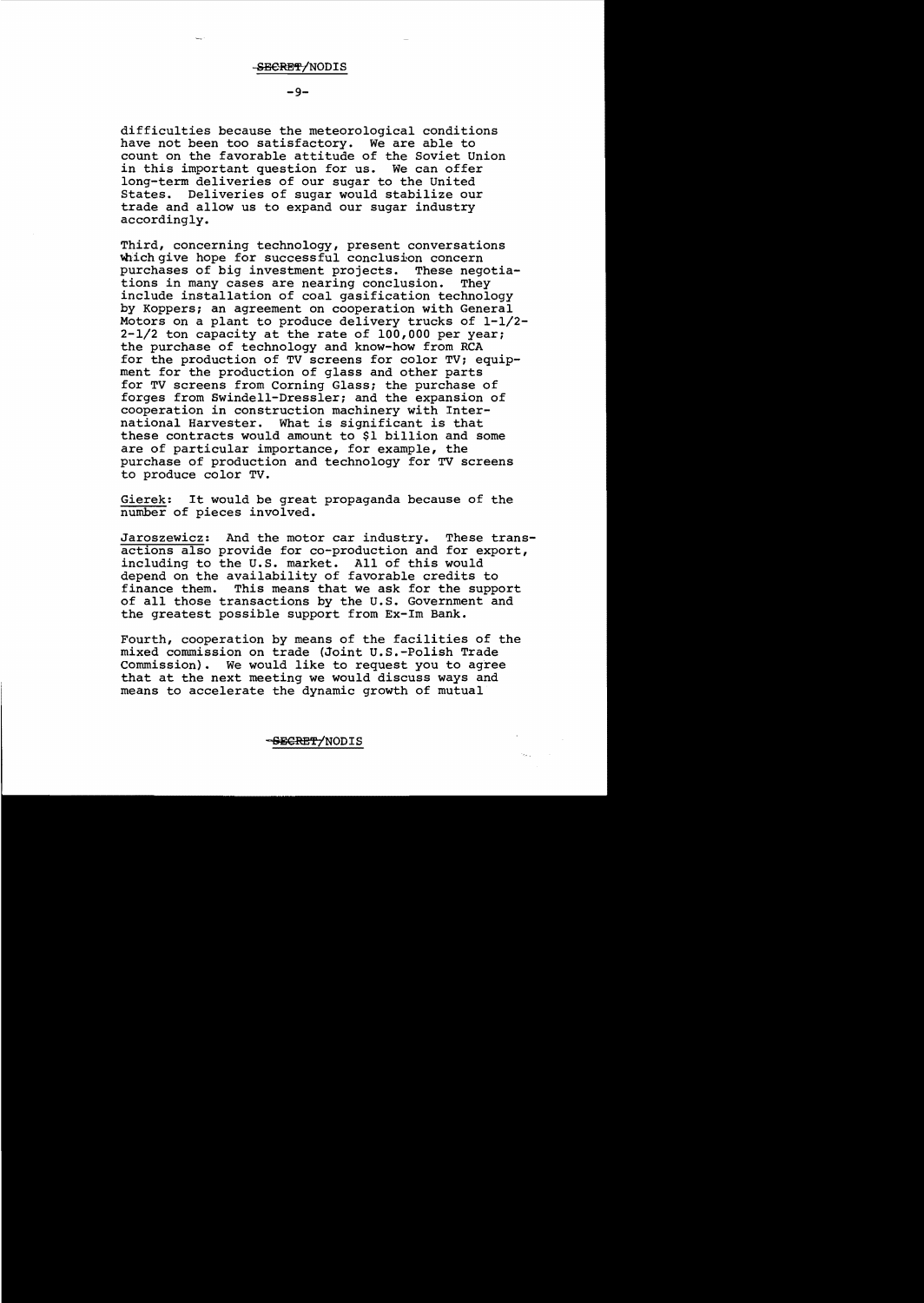difficulties because the meteorological conditions have not been too satisfactory. We are able to count on the favorable attitude of the Soviet Union in this important question for us. We can offer long-term deliveries of our sugar to the United States. Deliveries of sugar would stabilize our trade and allow us to expand our sugar industry accordingly.

Third, concerning technology, present conversations which give hope for successful conclusion concern purchases of big investment projects. These negotiations in many cases are nearing conclusion. They include installation of coal gasification technology by Koppers; an agreement on cooperation with General Motors on a plant to produce delivery trucks of 1-1/2-2-1/2 ton capacity at the rate of 100,000 per year; the purchase of technology and know-how from RCA for the production of TV screens for color TV; equipment for the production of glass and other parts for TV screens from Corning Glass; the purchase of forges from Swindell-Dressler; and the expansion of cooperation in construction machinery with International Harvester. What is significant is that these contracts would amount to $1 billion and some are of particular importance, for example, the purchase of production and technology for TV screens to produce color TV.

Gierek: It would be great propaganda because of the number of pieces involved.

Jaroszewicz: And the motor car industry. These transactions also provide for co-production and for export, including to the U.S. market. All of this would depend on the availability of favorable credits to finance them. This means that we ask for the support of all those transactions by the U.S. Government and the greatest possible support from Ex-Im Bank.

Fourth, cooperation by means of the facilities of the mixed commission on trade (Joint U.S.-Polish Trade Commission). We would like to request you to agree that at the next meeting we would discuss ways and means to accelerate the dynamic growth of mutual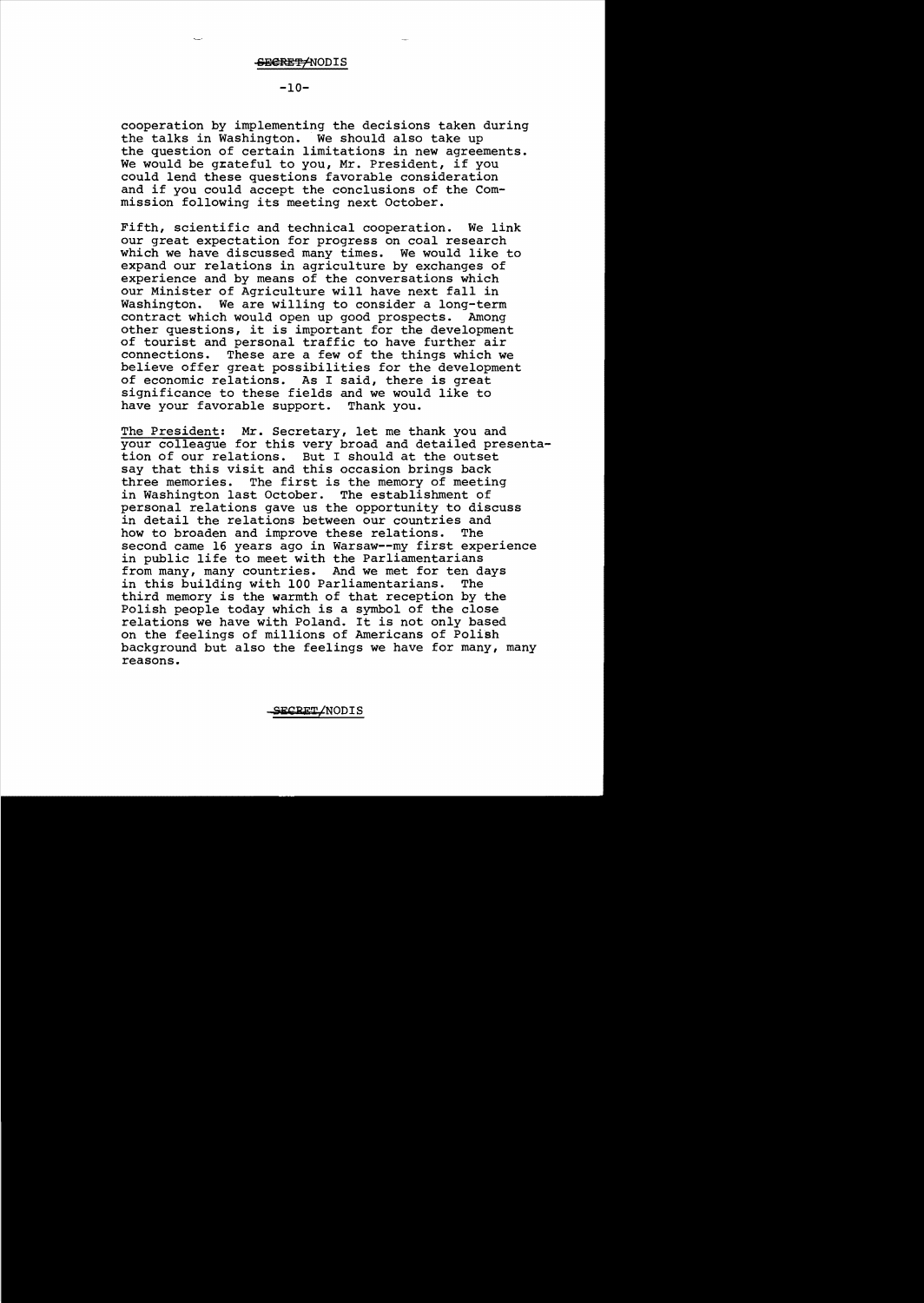cooperation by implementing the decisions taken during the talks in Washington. We should also take up the question of certain limitations in new agreements. We would be grateful to you, Mr. President, if you could lend these questions favorable consideration and if you could accept the conclusions of the Commission following its meeting next October.

Fifth, scientific and technical cooperation. We link our great expectation for progress on coal research which we have discussed many times. We would like to expand our relations in agriculture by exchanges of experience and by means of the conversations which our Minister of Agriculture will have next fall in Washington. We are willing to consider a long-term contract which would open up good prospects. Among other questions, it is important for the development of tourist and personal traffic to have further air connections. These are a few of the things which we believe offer great possibilities for the development of economic relations. As I said, there is great significance to these fields and we would like to have your favorable support. Thank you.

<u>The President</u>: Mr. Secretary, let me thank you and your colleague for this very broad and detailed presentation of our relations. But I should at the outset say that this visit and this occasion brings back three memories. The first is the memory of meeting in Washington last October. The establishment of personal relations gave us the opportunity to discuss in detail the relations between our countries and how to broaden and improve these relations. The second came 16 years ago in Warsaw--my first experience in public life to meet with the Parliamentarians from many, many countries. And we met for ten days in this building with 100 Parliamentarians. The third memory is the warmth of that reception by the Polish people today which is a symbol of the close relations we have with Poland. It is not only based on the feelings of millions of Americans of Polish background but also the feelings we have for many, many reasons.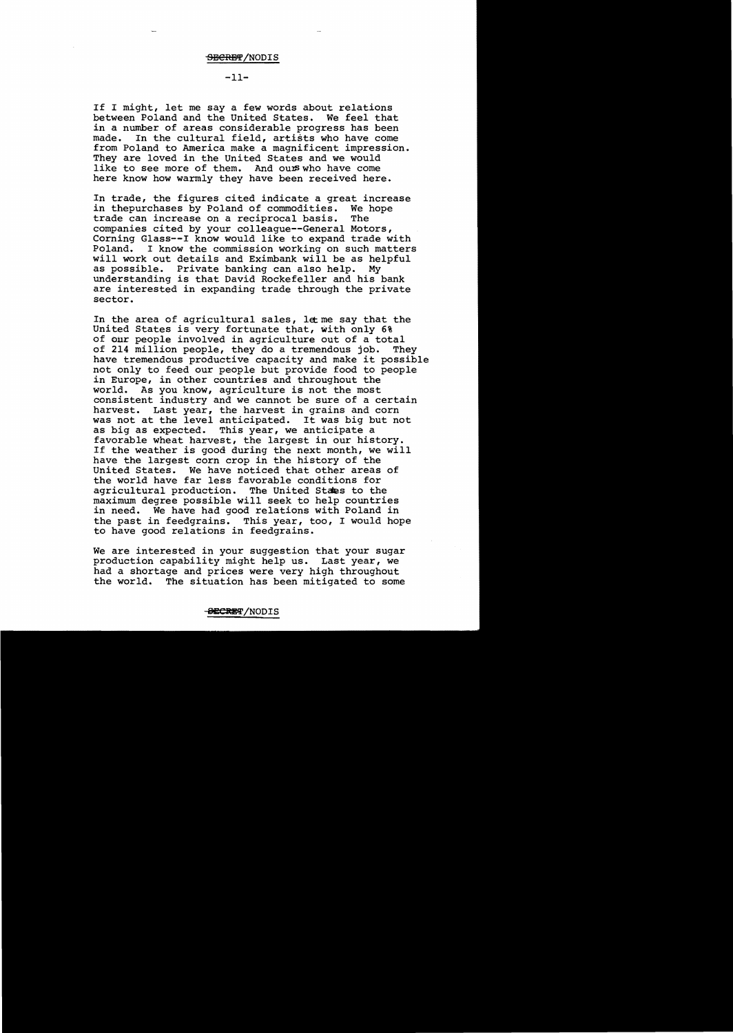If I might, let me say a few words about relations between Poland and the United States. We feel that in a number of areas considerable progress has been made. In the cultural field, artists who have come from Poland to America make a magnificent impression. They are loved in the United States and we would like to see more of them. And ours who have come here know how warmly they have been received here.

In trade, the figures cited indicate a great increase in thepurchases by Poland of commodities. We hope trade can increase on a reciprocal basis. The companies cited by your colleague--General Motors, Corning Glass--I know would like to expand trade with Poland. I know the commission working on such matters will work out details and Eximbank will be as helpful as possible. Private banking can also help. My understanding is that David Rockefeller and his bank are interested in expanding trade through the private sector.

In the area of agricultural sales, let me say that the United States is very fortunate that, with only 6% of our people involved in agriculture out of a total of 214 million people, they do a tremendous job. They have tremendous productive capacity and make it possible not only to feed our people but provide food to people in Europe, in other countries and throughout the world. As you know, agriculture is not the most consistent industry and we cannot be sure of a certain harvest. Last year, the harvest in grains and corn was not at the level anticipated. It was big but not as big as expected. This year, we anticipate a favorable wheat harvest, the largest in our history. If the weather is good during the next month, we will have the largest corn crop in the history of the United States. We have noticed that other areas of the world have far less favorable conditions for agricultural production. The United States to the maximum degree possible will seek to help countries in need. We have had good relations with Poland in the past in feedgrains. This year, too, I would hope to have good relations in feedgrains.

We are interested in your suggestion that your sugar production capability might help us. Last year, we had a shortage and prices were very high throughout the world. The situation has been mitigated to some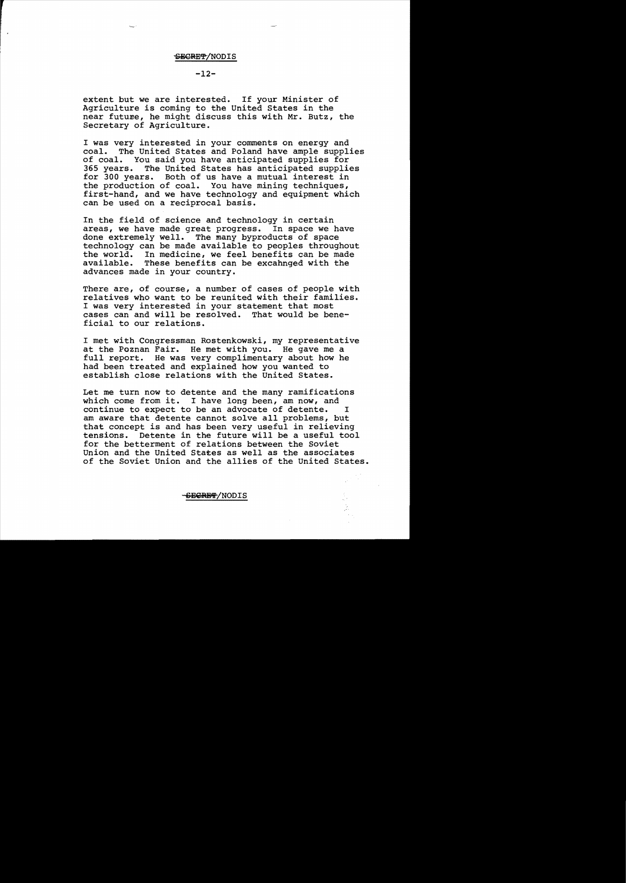extent but we are interested. If your Minister of Agriculture is coming to the United States in the near future, he might discuss this with Mr. Butz, the Secretary of Agriculture.

I was very interested in your comments on energy and coal. The United States and Poland have ample supplies of coal. You said you have anticipated supplies for 365 years. The United States has anticipated supplies for 300 years. Both of us have a mutual interest in the production of coal. You have mining techniques, first-hand, and we have technology and equipment which can be used on a reciprocal basis.

In the field of science and technology in certain areas, we have made great progress. In space we have done extremely well. The many byproducts of space technology can be made available to peoples throughout the world. In medicine, we feel benefits can be made available. These benefits can be excahnged with the advances made in your country.

There are, of course, a number of cases of people with relatives who want to be reunited with their families. I was very interested in your statement that most cases can and will be resolved. That would be beneficial to our relations.

I met with Congressman Rostenkowski, my representative at the Poznan Fair. He met with you. He gave me a full report. He was very complimentary about how he had been treated and explained how you wanted to establish close relations with the United States.

Let me turn now to detente and the many ramifications which come from it. I have long been, am now, and continue to expect to be an advocate of detente. I am aware that detente cannot solve all problems, but that concept is and has been very useful in relieving tensions. Detente in the future will be a useful tool for the betterment of relations between the Soviet Union and the United States as well as the associates of the Soviet Union and the allies of the United States.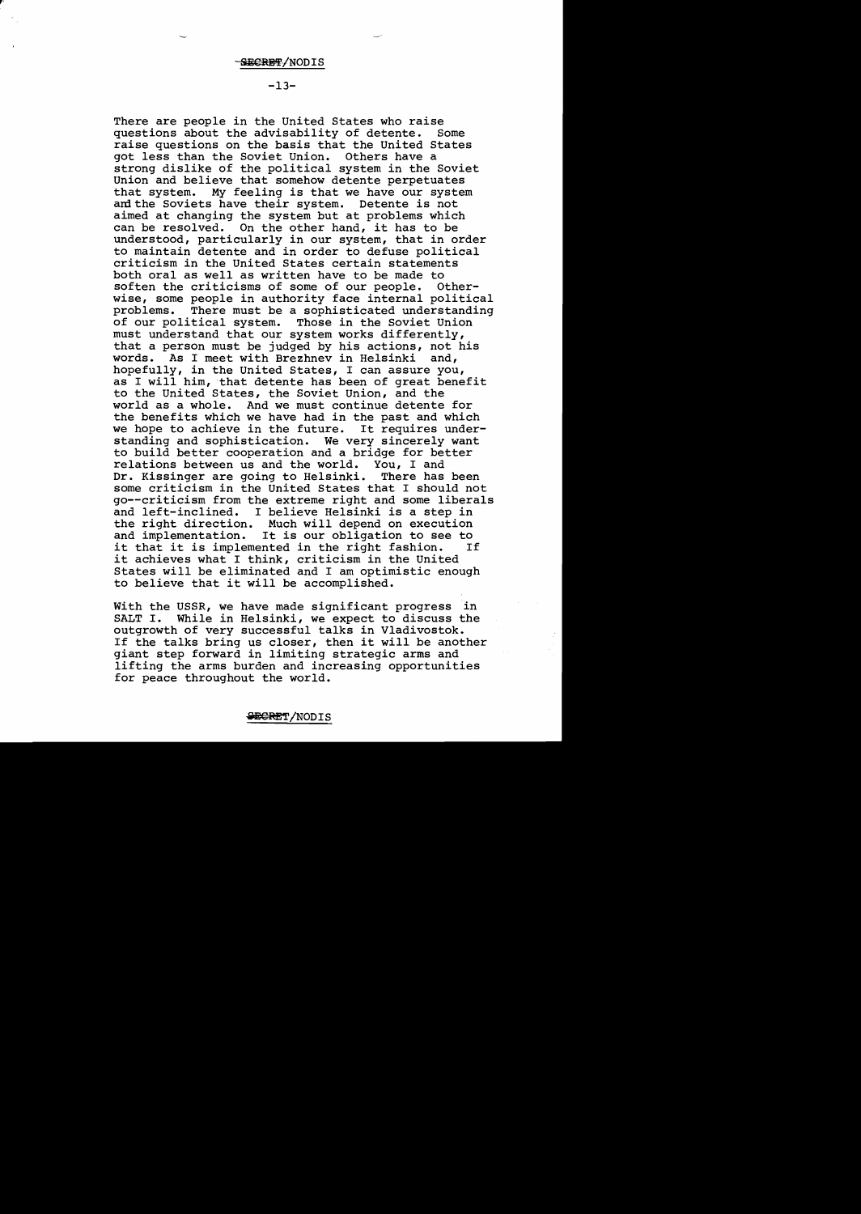There are people in the United States who raise questions about the advisability of detente. Some raise questions on the basis that the United States got less than the Soviet Union. Others have a strong dislike of the political system in the Soviet Union and believe that somehow detente perpetuates that system. My feeling is that we have our system and the Soviets have their system. Detente is not aimed at changing the system but at problems which can be resolved. On the other hand, it has to be understood, particularly in our system, that in order to maintain detente and in order to defuse political criticism in the United States certain statements both oral as well as written have to be made to soften the criticisms of some of our people. Otherwise, some people in authority face internal political problems. There must be a sophisticated understanding of our political system. Those in the Soviet Union must understand that our system works differently, that a person must be judged by his actions, not his words. As I meet with Brezhnev in Helsinki and, hopefully, in the United States, I can assure you, as I will him, that detente has been of great benefit to the United States, the Soviet Union, and the world as a whole. And we must continue detente for the benefits which we have had in the past and which we hope to achieve in the future. It requires understanding and sophistication. We very sincerely want to build better cooperation and a bridge for better relations between us and the world. You, I and Dr. Kissinger are going to Helsinki. There has been some criticism in the United States that I should not go--criticism from the extreme right and some liberals and left-inclined. I believe Helsinki is a step in the right direction. Much will depend on execution and implementation. It is our obligation to see to it that it is implemented in the right fashion. If it achieves what I think, criticism in the United States will be eliminated and I am optimistic enough to believe that it will be accomplished.

With the USSR, we have made significant progress in SALT I. While in Helsinki, we expect to discuss the outgrowth of very successful talks in Vladivostok. If the talks bring us closer, then it will be another giant step forward in limiting strategic arms and lifting the arms burden and increasing opportunities for peace throughout the world.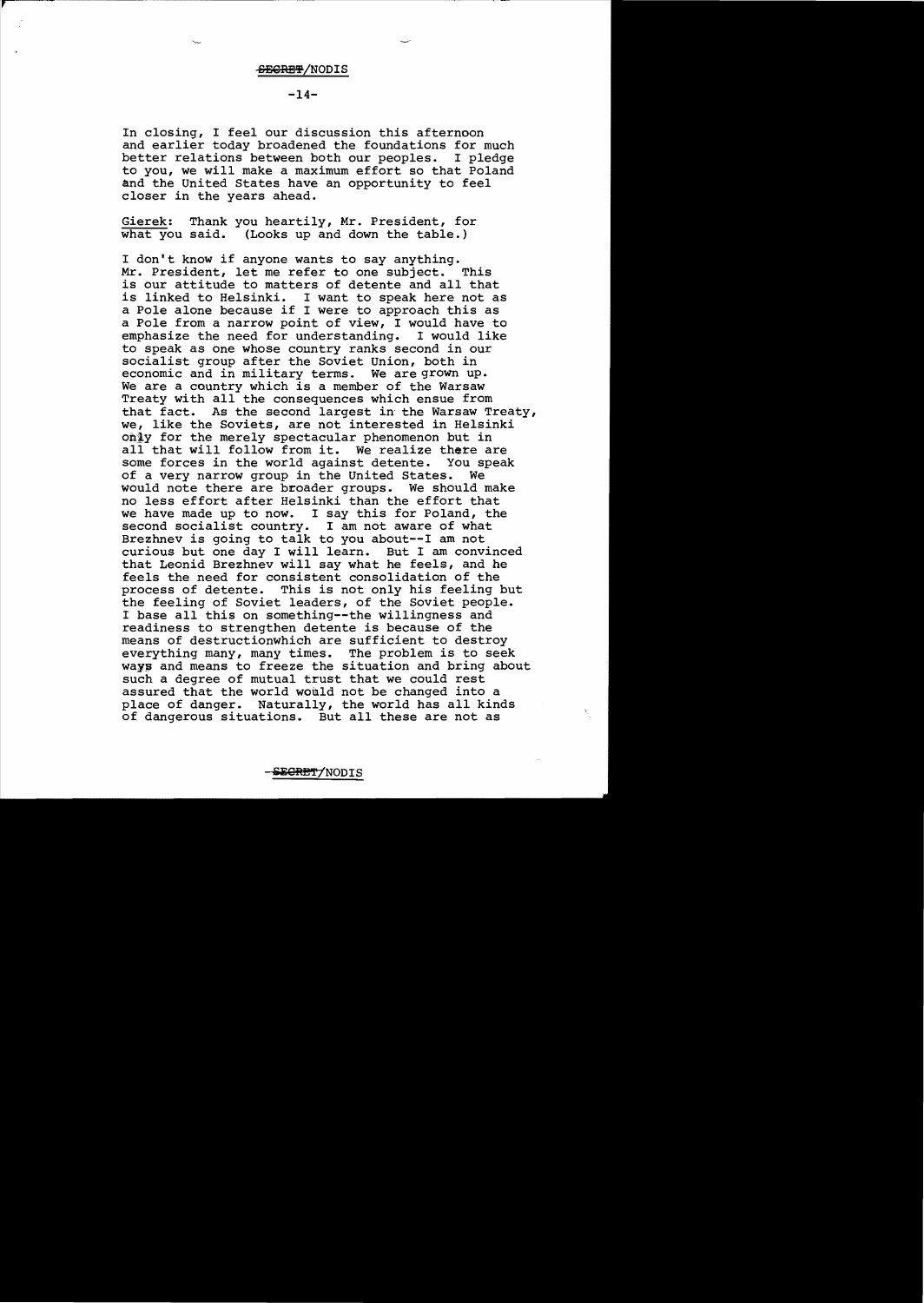In closing, I feel our discussion this afternoon and earlier today broadened the foundations for much better relations between both our peoples. I pledge to you, we will make a maximum effort so that Poland and the United States have an opportunity to feel closer in the years ahead.

Gierek: Thank you heartily, Mr. President, for what you said. (Looks up and down the table.)

I don't know if anyone wants to say anything. Mr. President, let me refer to one subject. This is our attitude to matters of detente and all that is linked to Helsinki. I want to speak here not as a Pole alone because if I were to approach this as a Pole from a narrow point of view, I would have to emphasize the need for understanding. I would like to speak as one whose country ranks second in our socialist group after the Soviet Union, both in economic and in military terms. We are grown up. We are a country which is a member of the Warsaw Treaty with all the consequences which ensue from that fact. As the second largest in the Warsaw Treaty, we, like the Soviets, are not interested in Helsinki only for the merely spectacular phenomenon but in all that will follow from it. We realize there are some forces in the world against detente. You speak of a very narrow group in the United States. We would note there are broader groups. We should make no less effort after Helsinki than the effort that we have made up to now. I say this for Poland, the second socialist country. I am not aware of what Brezhnev is going to talk to you about--I am not curious but one day I will learn. But I am convinced that Leonid Brezhnev will say what he feels, and he feels the need for consistent consolidation of the process of detente. This is not only his feeling but the feeling of Soviet leaders, of the Soviet people. I base all this on something--the willingness and readiness to strengthen detente is because of the means of destructionwhich are sufficient to destroy everything many, many times. The problem is to seek ways and means to freeze the situation and bring about such a degree of mutual trust that we could rest assured that the world would not be changed into a place of danger. Naturally, the world has all kinds of dangerous situations. But all these are not as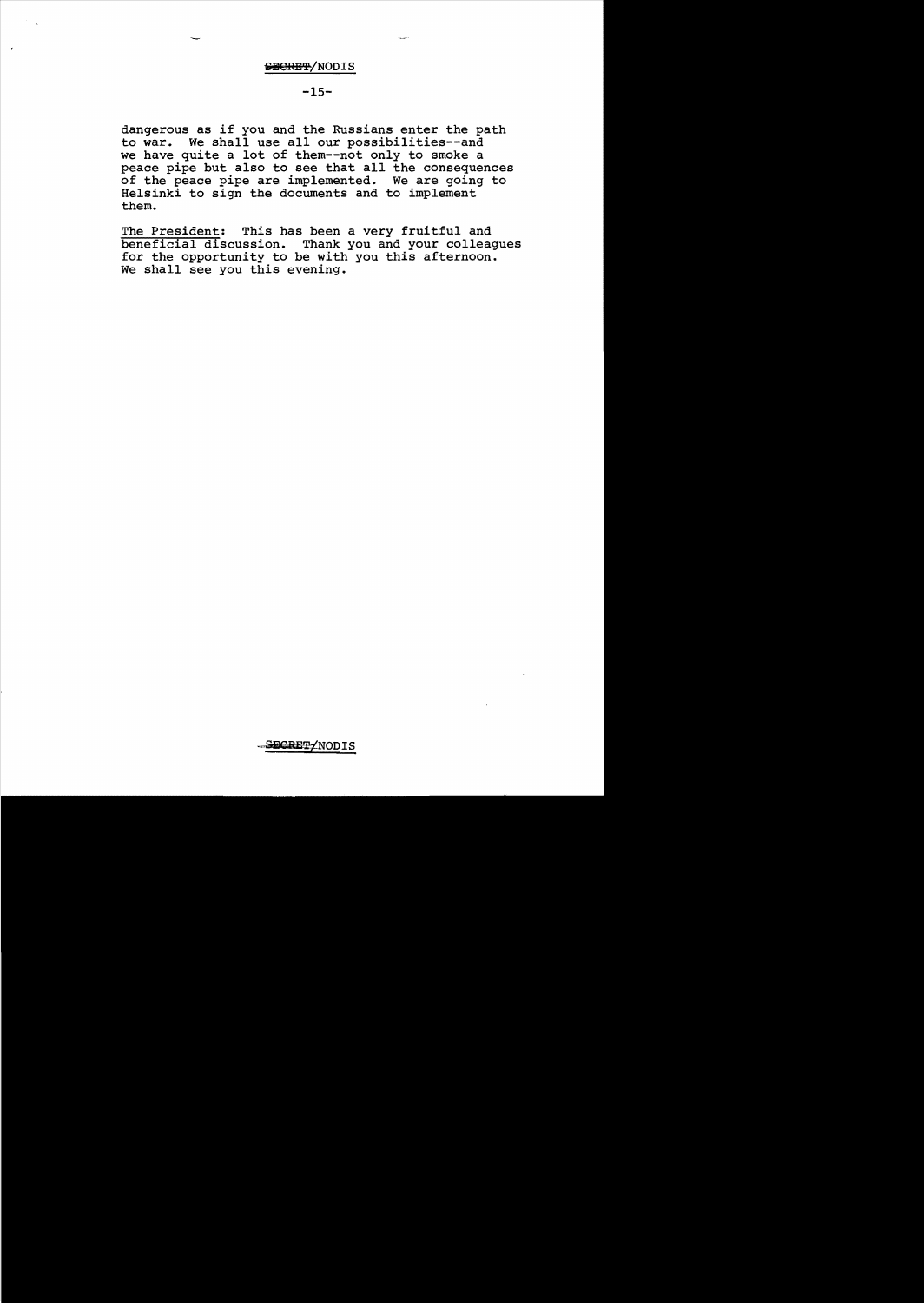dangerous as if you and the Russians enter the path to war. We shall use all our possibilities--and we have quite a lot of them--not only to smoke a peace pipe but also to see that all the consequences of the peace pipe are implemented. We are going to Helsinki to sign the documents and to implement them.

The President: This has been a very fruitful and beneficial discussion. Thank you and your colleagues for the opportunity to be with you this afternoon. We shall see you this evening.